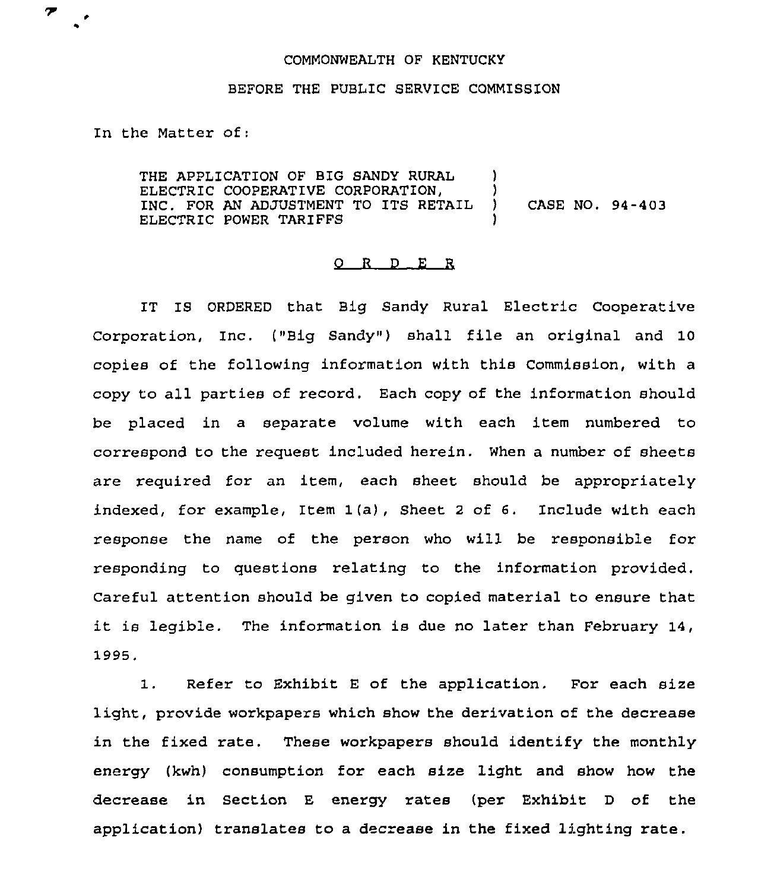COMMONWEALTH OF KENTUCKY

BEFORE THE PUBLIC SERVICE COMMISSION

In the Matter of:

| | | |
|---|---|---|
| THE APPLICATION OF BIG SANDY RURAL ELECTRIC COOPERATIVE CORPORATION, INC. FOR AN ADJUSTMENT TO ITS RETAIL ELECTRIC POWER TARIFFS | ) ) ) ) | CASE NO. 94-403 |

O R D E R

IT IS ORDERED that Big Sandy Rural Electric Cooperative Corporation, Inc. ("Big Sandy") shall file an original and 10 copies of the following information with this Commission, with a copy to all parties of record. Each copy of the information should be placed in a separate volume with each item numbered to correspond to the request included herein. When a number of sheets are required for an item, each sheet should be appropriately indexed, for example, Item 1(a), Sheet 2 of 6. Include with each response the name of the person who will be responsible for responding to questions relating to the information provided. Careful attention should be given to copied material to ensure that it is legible. The information is due no later than February 14, 1995.

1. Refer to Exhibit E of the application. For each size light, provide workpapers which show the derivation of the decrease in the fixed rate. These workpapers should identify the monthly energy (kwh) consumption for each size light and show how the decrease in Section E energy rates (per Exhibit D of the application) translates to a decrease in the fixed lighting rate.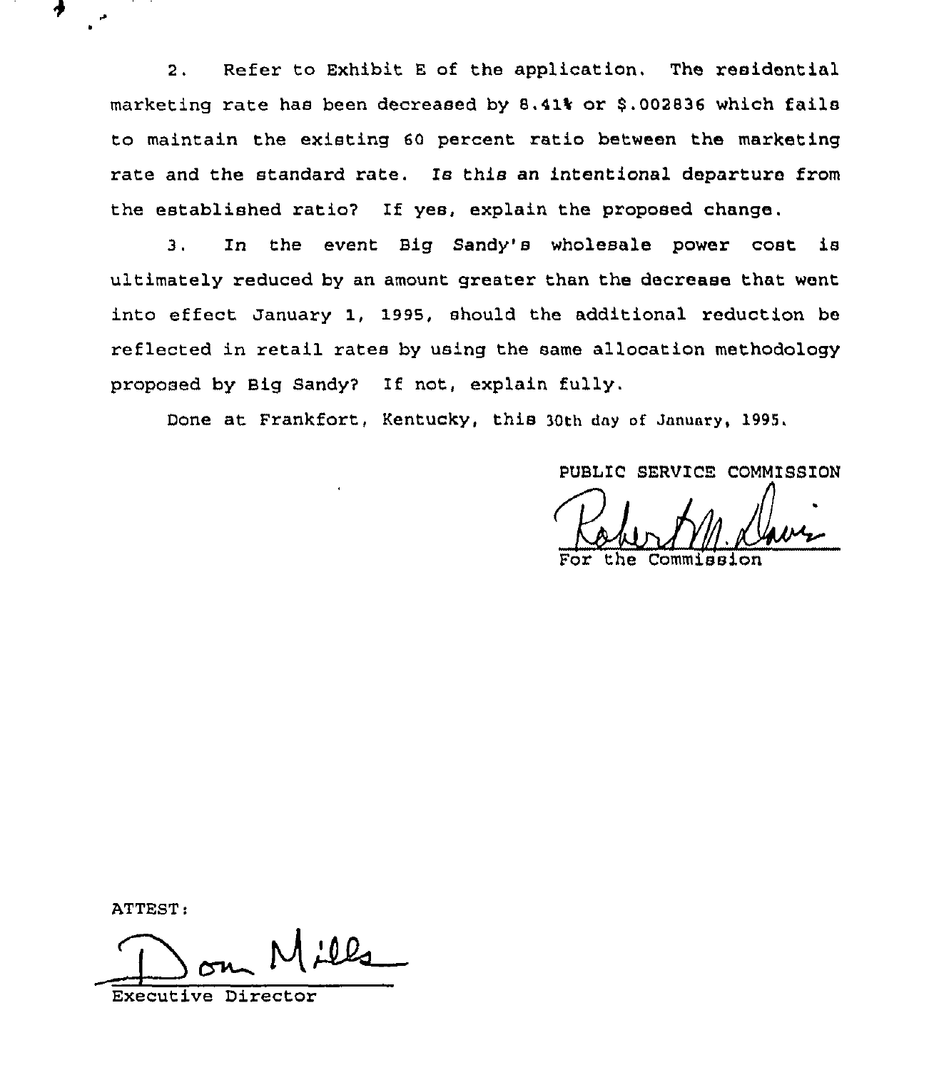2. Refer to Exhibit E of the application. The residential marketing rate has been decreased by 8.41% or $.002836 which fails to maintain the existing 60 percent ratio between the marketing rate and the standard rate. Is this an intentional departure from the established ratio? If yes, explain the proposed change.

3. In the event Big Sandy's wholesale power cost is ultimately reduced by an amount greater than the decrease that went into effect January 1, 1995, should the additional reduction be reflected in retail rates by using the same allocation methodology proposed by Big Sandy? If not, explain fully.

Done at Frankfort, Kentucky, this 30th day of January, 1995.

PUBLIC SERVICE COMMISSION

For the Commission

ATTEST:

Executive Director